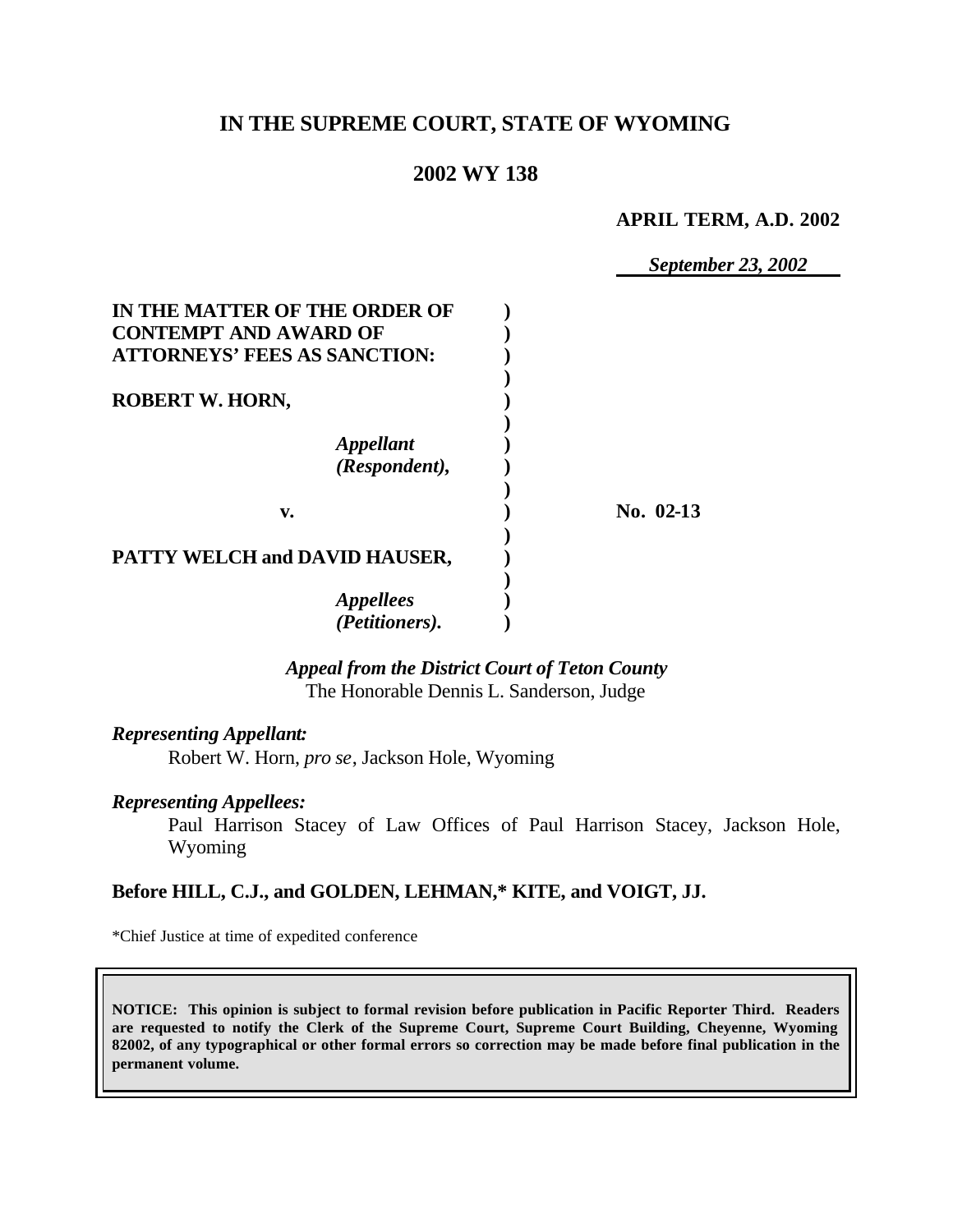# IN THE SUPREME COURT, STATE OF WYOMING

## 2002 WY 138

**APRIL TERM, A.D. 2002**

***September 23, 2002***

| | | |
|---|---|---|
| **IN THE MATTER OF THE ORDER OF CONTEMPT AND AWARD OF ATTORNEYS' FEES AS SANCTION:** | | |
| **ROBERT W. HORN,** | | |
| ***Appellant (Respondent),*** | | |
| **v.** | | **No. 02-13** |
| **PATTY WELCH and DAVID HAUSER,** | | |
| ***Appellees (Petitioners).*** | | |

***Appeal from the District Court of Teton County***
The Honorable Dennis L. Sanderson, Judge

***Representing Appellant:***
Robert W. Horn, *pro se*, Jackson Hole, Wyoming

***Representing Appellees:***
Paul Harrison Stacey of Law Offices of Paul Harrison Stacey, Jackson Hole, Wyoming

**Before HILL, C.J., and GOLDEN, LEHMAN,\* KITE, and VOIGT, JJ.**

\*Chief Justice at time of expedited conference

**NOTICE: This opinion is subject to formal revision before publication in Pacific Reporter Third. Readers are requested to notify the Clerk of the Supreme Court, Supreme Court Building, Cheyenne, Wyoming 82002, of any typographical or other formal errors so correction may be made before final publication in the permanent volume.**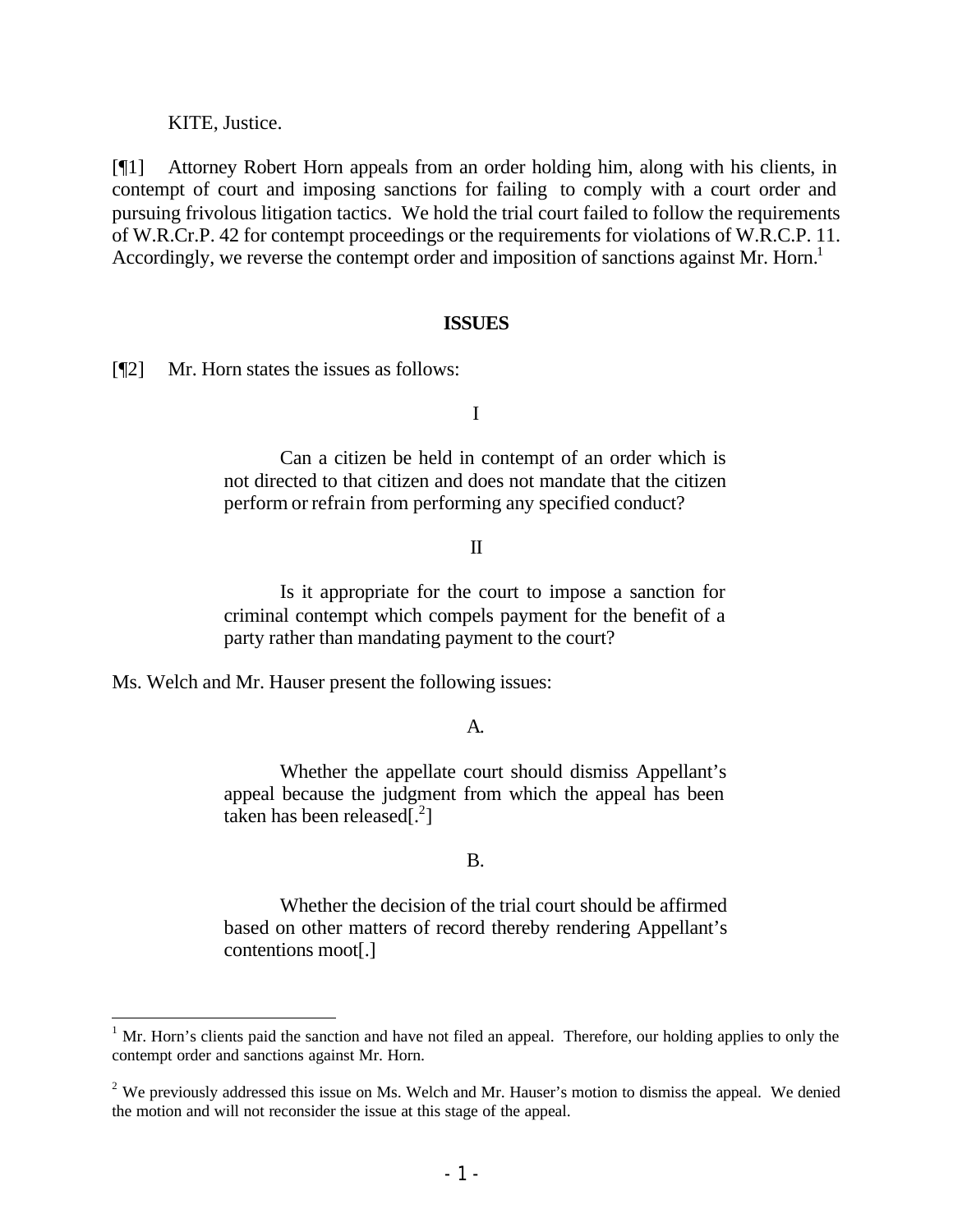KITE, Justice.

[¶1] Attorney Robert Horn appeals from an order holding him, along with his clients, in contempt of court and imposing sanctions for failing to comply with a court order and pursuing frivolous litigation tactics. We hold the trial court failed to follow the requirements of W.R.Cr.P. 42 for contempt proceedings or the requirements for violations of W.R.C.P. 11. Accordingly, we reverse the contempt order and imposition of sanctions against Mr. Horn.[1]

## ISSUES

[¶2] Mr. Horn states the issues as follows:

> I
>
> Can a citizen be held in contempt of an order which is not directed to that citizen and does not mandate that the citizen perform or refrain from performing any specified conduct?
>
> II
>
> Is it appropriate for the court to impose a sanction for criminal contempt which compels payment for the benefit of a party rather than mandating payment to the court?

Ms. Welch and Mr. Hauser present the following issues:

> A.
>
> Whether the appellate court should dismiss Appellant's appeal because the judgment from which the appeal has been taken has been released[.[2]]
>
> B.
>
> Whether the decision of the trial court should be affirmed based on other matters of record thereby rendering Appellant's contentions moot[.]

---

[1] Mr. Horn's clients paid the sanction and have not filed an appeal. Therefore, our holding applies to only the contempt order and sanctions against Mr. Horn.

[2] We previously addressed this issue on Ms. Welch and Mr. Hauser's motion to dismiss the appeal. We denied the motion and will not reconsider the issue at this stage of the appeal.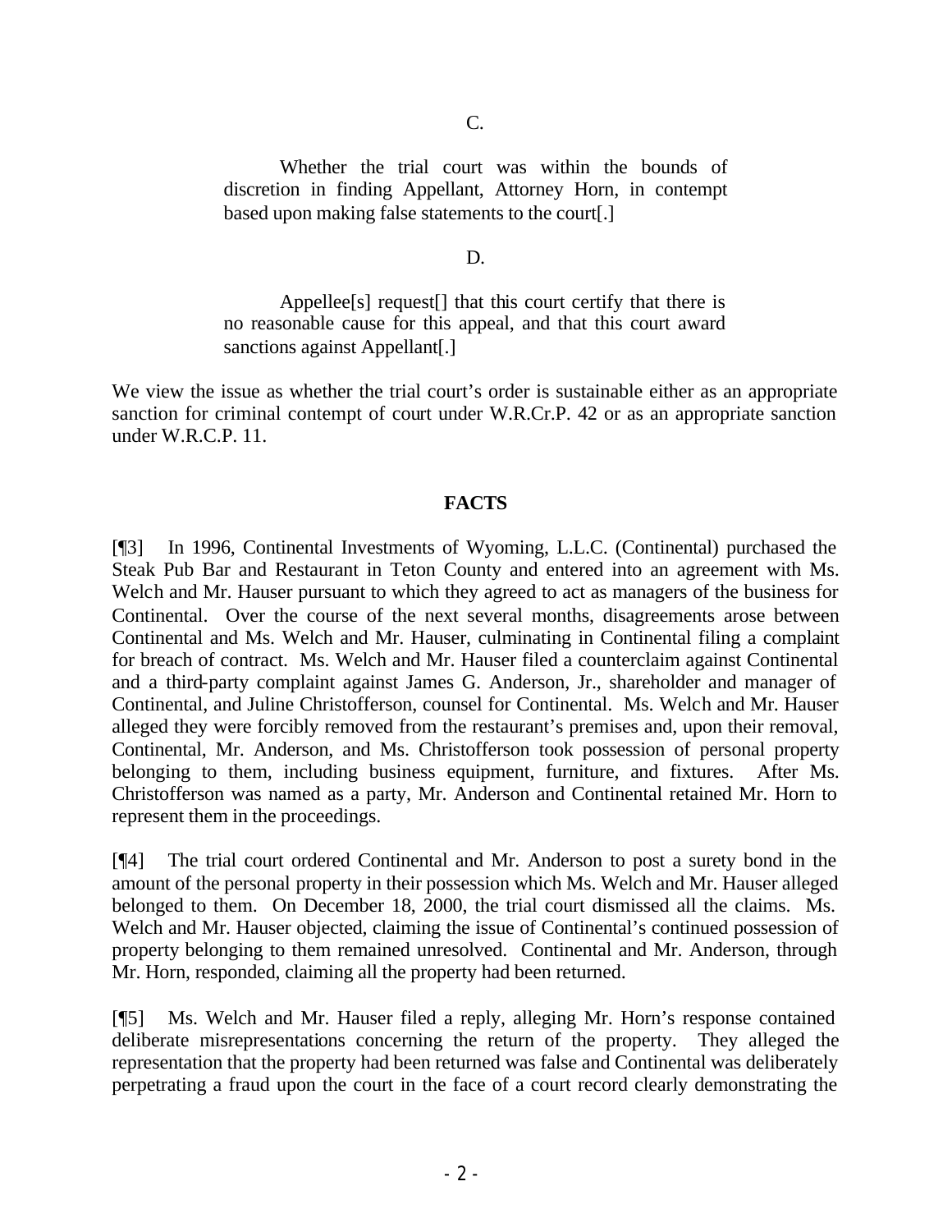C.

> Whether the trial court was within the bounds of discretion in finding Appellant, Attorney Horn, in contempt based upon making false statements to the court[.]

D.

> Appellee[s] request[] that this court certify that there is no reasonable cause for this appeal, and that this court award sanctions against Appellant[.]

We view the issue as whether the trial court's order is sustainable either as an appropriate sanction for criminal contempt of court under W.R.Cr.P. 42 or as an appropriate sanction under W.R.C.P. 11.

## FACTS

[¶3] In 1996, Continental Investments of Wyoming, L.L.C. (Continental) purchased the Steak Pub Bar and Restaurant in Teton County and entered into an agreement with Ms. Welch and Mr. Hauser pursuant to which they agreed to act as managers of the business for Continental. Over the course of the next several months, disagreements arose between Continental and Ms. Welch and Mr. Hauser, culminating in Continental filing a complaint for breach of contract. Ms. Welch and Mr. Hauser filed a counterclaim against Continental and a third-party complaint against James G. Anderson, Jr., shareholder and manager of Continental, and Juline Christofferson, counsel for Continental. Ms. Welch and Mr. Hauser alleged they were forcibly removed from the restaurant's premises and, upon their removal, Continental, Mr. Anderson, and Ms. Christofferson took possession of personal property belonging to them, including business equipment, furniture, and fixtures. After Ms. Christofferson was named as a party, Mr. Anderson and Continental retained Mr. Horn to represent them in the proceedings.

[¶4] The trial court ordered Continental and Mr. Anderson to post a surety bond in the amount of the personal property in their possession which Ms. Welch and Mr. Hauser alleged belonged to them. On December 18, 2000, the trial court dismissed all the claims. Ms. Welch and Mr. Hauser objected, claiming the issue of Continental's continued possession of property belonging to them remained unresolved. Continental and Mr. Anderson, through Mr. Horn, responded, claiming all the property had been returned.

[¶5] Ms. Welch and Mr. Hauser filed a reply, alleging Mr. Horn's response contained deliberate misrepresentations concerning the return of the property. They alleged the representation that the property had been returned was false and Continental was deliberately perpetrating a fraud upon the court in the face of a court record clearly demonstrating the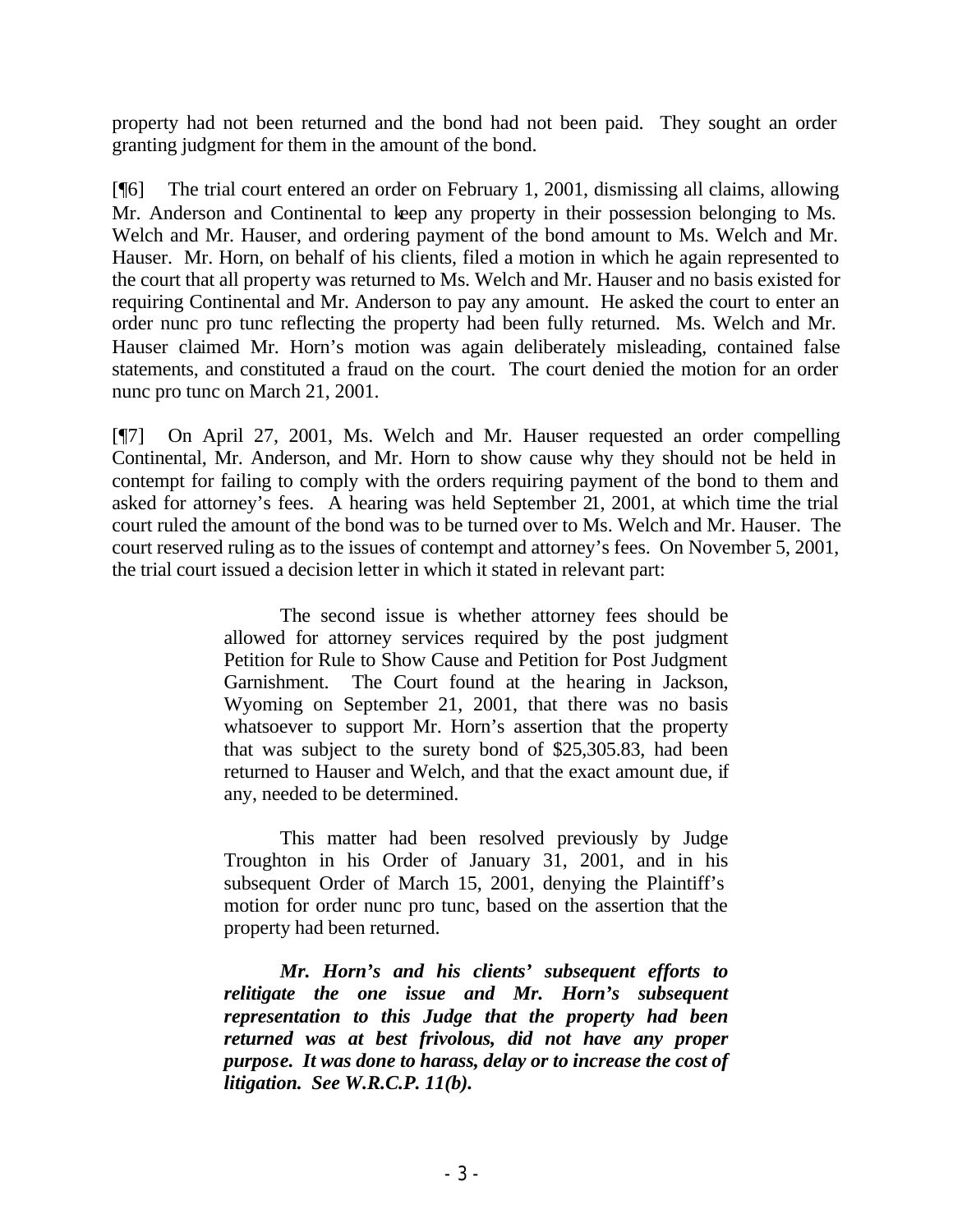property had not been returned and the bond had not been paid. They sought an order granting judgment for them in the amount of the bond.

[¶6] The trial court entered an order on February 1, 2001, dismissing all claims, allowing Mr. Anderson and Continental to keep any property in their possession belonging to Ms. Welch and Mr. Hauser, and ordering payment of the bond amount to Ms. Welch and Mr. Hauser. Mr. Horn, on behalf of his clients, filed a motion in which he again represented to the court that all property was returned to Ms. Welch and Mr. Hauser and no basis existed for requiring Continental and Mr. Anderson to pay any amount. He asked the court to enter an order nunc pro tunc reflecting the property had been fully returned. Ms. Welch and Mr. Hauser claimed Mr. Horn's motion was again deliberately misleading, contained false statements, and constituted a fraud on the court. The court denied the motion for an order nunc pro tunc on March 21, 2001.

[¶7] On April 27, 2001, Ms. Welch and Mr. Hauser requested an order compelling Continental, Mr. Anderson, and Mr. Horn to show cause why they should not be held in contempt for failing to comply with the orders requiring payment of the bond to them and asked for attorney's fees. A hearing was held September 21, 2001, at which time the trial court ruled the amount of the bond was to be turned over to Ms. Welch and Mr. Hauser. The court reserved ruling as to the issues of contempt and attorney's fees. On November 5, 2001, the trial court issued a decision letter in which it stated in relevant part:

> The second issue is whether attorney fees should be allowed for attorney services required by the post judgment Petition for Rule to Show Cause and Petition for Post Judgment Garnishment. The Court found at the hearing in Jackson, Wyoming on September 21, 2001, that there was no basis whatsoever to support Mr. Horn's assertion that the property that was subject to the surety bond of $25,305.83, had been returned to Hauser and Welch, and that the exact amount due, if any, needed to be determined.
>
> This matter had been resolved previously by Judge Troughton in his Order of January 31, 2001, and in his subsequent Order of March 15, 2001, denying the Plaintiff's motion for order nunc pro tunc, based on the assertion that the property had been returned.
>
> ***Mr. Horn's and his clients' subsequent efforts to relitigate the one issue and Mr. Horn's subsequent representation to this Judge that the property had been returned was at best frivolous, did not have any proper purpose. It was done to harass, delay or to increase the cost of litigation. See W.R.C.P. 11(b).***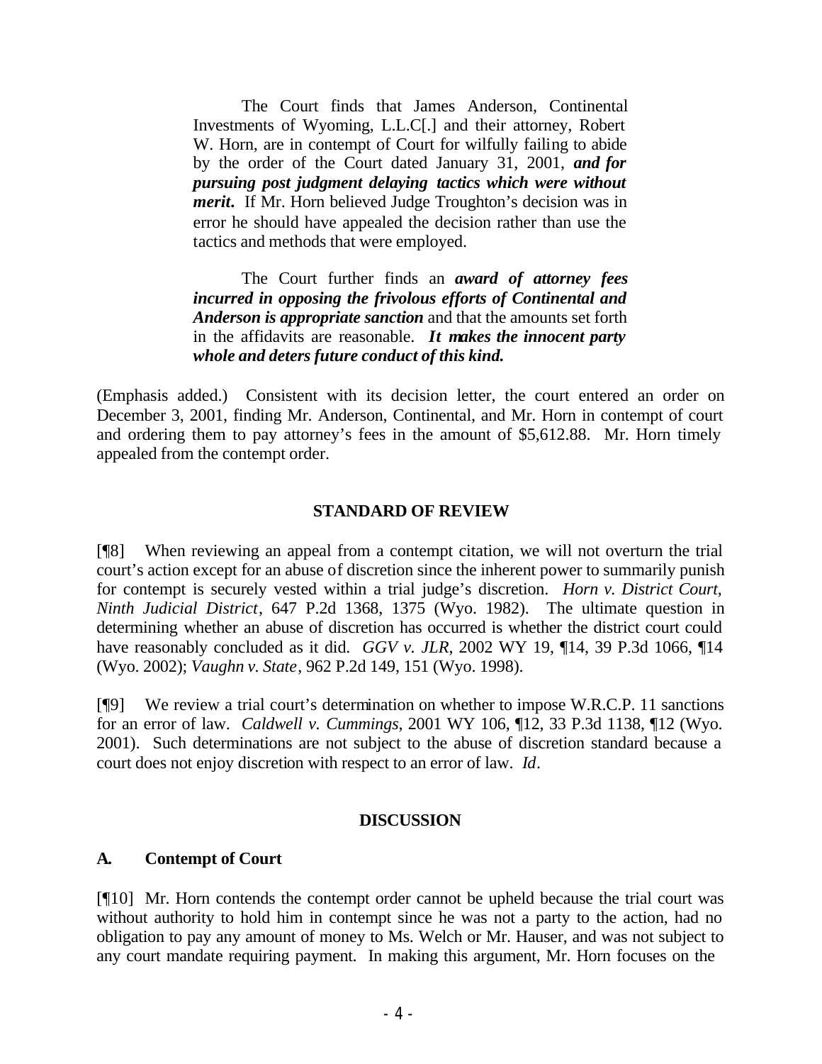> The Court finds that James Anderson, Continental Investments of Wyoming, L.L.C[.] and their attorney, Robert W. Horn, are in contempt of Court for wilfully failing to abide by the order of the Court dated January 31, 2001, ***and for pursuing post judgment delaying tactics which were without merit***. If Mr. Horn believed Judge Troughton's decision was in error he should have appealed the decision rather than use the tactics and methods that were employed.
>
> The Court further finds an ***award of attorney fees incurred in opposing the frivolous efforts of Continental and Anderson is appropriate sanction*** and that the amounts set forth in the affidavits are reasonable. ***It makes the innocent party whole and deters future conduct of this kind.***

(Emphasis added.) Consistent with its decision letter, the court entered an order on December 3, 2001, finding Mr. Anderson, Continental, and Mr. Horn in contempt of court and ordering them to pay attorney's fees in the amount of $5,612.88. Mr. Horn timely appealed from the contempt order.

## STANDARD OF REVIEW

[¶8] When reviewing an appeal from a contempt citation, we will not overturn the trial court's action except for an abuse of discretion since the inherent power to summarily punish for contempt is securely vested within a trial judge's discretion. *Horn v. District Court, Ninth Judicial District*, 647 P.2d 1368, 1375 (Wyo. 1982). The ultimate question in determining whether an abuse of discretion has occurred is whether the district court could have reasonably concluded as it did. *GGV v. JLR*, 2002 WY 19, ¶14, 39 P.3d 1066, ¶14 (Wyo. 2002); *Vaughn v. State*, 962 P.2d 149, 151 (Wyo. 1998).

[¶9] We review a trial court's determination on whether to impose W.R.C.P. 11 sanctions for an error of law. *Caldwell v. Cummings*, 2001 WY 106, ¶12, 33 P.3d 1138, ¶12 (Wyo. 2001). Such determinations are not subject to the abuse of discretion standard because a court does not enjoy discretion with respect to an error of law. *Id*.

## DISCUSSION

### A. Contempt of Court

[¶10] Mr. Horn contends the contempt order cannot be upheld because the trial court was without authority to hold him in contempt since he was not a party to the action, had no obligation to pay any amount of money to Ms. Welch or Mr. Hauser, and was not subject to any court mandate requiring payment. In making this argument, Mr. Horn focuses on the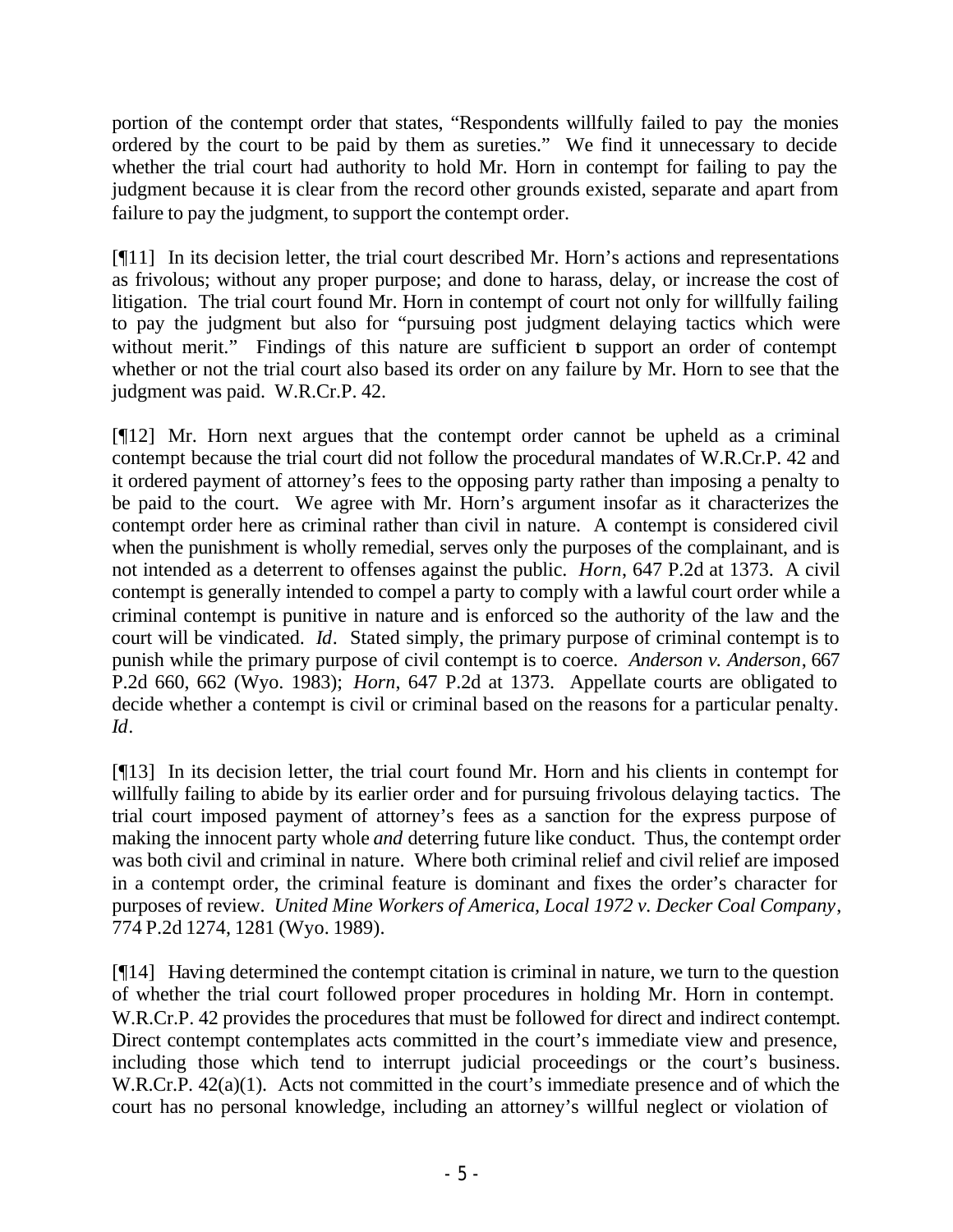portion of the contempt order that states, "Respondents willfully failed to pay the monies ordered by the court to be paid by them as sureties." We find it unnecessary to decide whether the trial court had authority to hold Mr. Horn in contempt for failing to pay the judgment because it is clear from the record other grounds existed, separate and apart from failure to pay the judgment, to support the contempt order.

[¶11] In its decision letter, the trial court described Mr. Horn's actions and representations as frivolous; without any proper purpose; and done to harass, delay, or increase the cost of litigation. The trial court found Mr. Horn in contempt of court not only for willfully failing to pay the judgment but also for "pursuing post judgment delaying tactics which were without merit." Findings of this nature are sufficient to support an order of contempt whether or not the trial court also based its order on any failure by Mr. Horn to see that the judgment was paid. W.R.Cr.P. 42.

[¶12] Mr. Horn next argues that the contempt order cannot be upheld as a criminal contempt because the trial court did not follow the procedural mandates of W.R.Cr.P. 42 and it ordered payment of attorney's fees to the opposing party rather than imposing a penalty to be paid to the court. We agree with Mr. Horn's argument insofar as it characterizes the contempt order here as criminal rather than civil in nature. A contempt is considered civil when the punishment is wholly remedial, serves only the purposes of the complainant, and is not intended as a deterrent to offenses against the public. *Horn*, 647 P.2d at 1373. A civil contempt is generally intended to compel a party to comply with a lawful court order while a criminal contempt is punitive in nature and is enforced so the authority of the law and the court will be vindicated. *Id*. Stated simply, the primary purpose of criminal contempt is to punish while the primary purpose of civil contempt is to coerce. *Anderson v. Anderson*, 667 P.2d 660, 662 (Wyo. 1983); *Horn*, 647 P.2d at 1373. Appellate courts are obligated to decide whether a contempt is civil or criminal based on the reasons for a particular penalty. *Id*.

[¶13] In its decision letter, the trial court found Mr. Horn and his clients in contempt for willfully failing to abide by its earlier order and for pursuing frivolous delaying tactics. The trial court imposed payment of attorney's fees as a sanction for the express purpose of making the innocent party whole *and* deterring future like conduct. Thus, the contempt order was both civil and criminal in nature. Where both criminal relief and civil relief are imposed in a contempt order, the criminal feature is dominant and fixes the order's character for purposes of review. *United Mine Workers of America, Local 1972 v. Decker Coal Company*, 774 P.2d 1274, 1281 (Wyo. 1989).

[¶14] Having determined the contempt citation is criminal in nature, we turn to the question of whether the trial court followed proper procedures in holding Mr. Horn in contempt. W.R.Cr.P. 42 provides the procedures that must be followed for direct and indirect contempt. Direct contempt contemplates acts committed in the court's immediate view and presence, including those which tend to interrupt judicial proceedings or the court's business. W.R.Cr.P. 42(a)(1). Acts not committed in the court's immediate presence and of which the court has no personal knowledge, including an attorney's willful neglect or violation of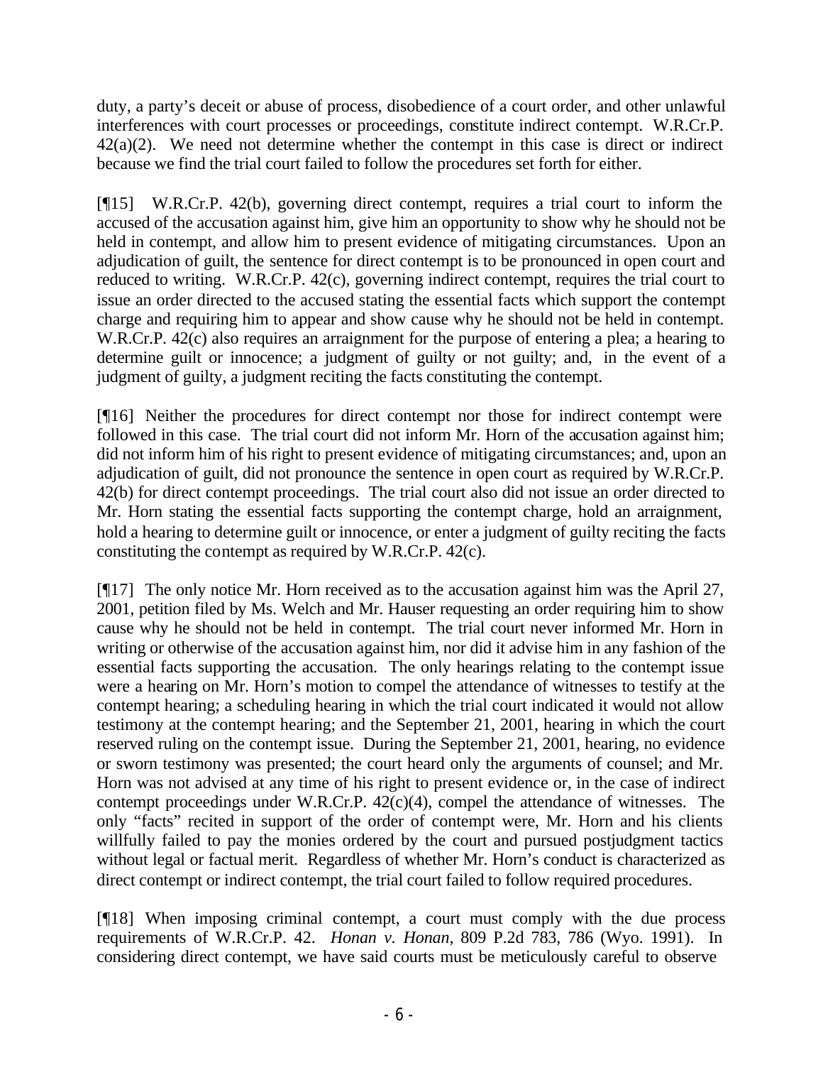duty, a party's deceit or abuse of process, disobedience of a court order, and other unlawful interferences with court processes or proceedings, constitute indirect contempt. W.R.Cr.P. 42(a)(2). We need not determine whether the contempt in this case is direct or indirect because we find the trial court failed to follow the procedures set forth for either.

[¶15] W.R.Cr.P. 42(b), governing direct contempt, requires a trial court to inform the accused of the accusation against him, give him an opportunity to show why he should not be held in contempt, and allow him to present evidence of mitigating circumstances. Upon an adjudication of guilt, the sentence for direct contempt is to be pronounced in open court and reduced to writing. W.R.Cr.P. 42(c), governing indirect contempt, requires the trial court to issue an order directed to the accused stating the essential facts which support the contempt charge and requiring him to appear and show cause why he should not be held in contempt. W.R.Cr.P. 42(c) also requires an arraignment for the purpose of entering a plea; a hearing to determine guilt or innocence; a judgment of guilty or not guilty; and, in the event of a judgment of guilty, a judgment reciting the facts constituting the contempt.

[¶16] Neither the procedures for direct contempt nor those for indirect contempt were followed in this case. The trial court did not inform Mr. Horn of the accusation against him; did not inform him of his right to present evidence of mitigating circumstances; and, upon an adjudication of guilt, did not pronounce the sentence in open court as required by W.R.Cr.P. 42(b) for direct contempt proceedings. The trial court also did not issue an order directed to Mr. Horn stating the essential facts supporting the contempt charge, hold an arraignment, hold a hearing to determine guilt or innocence, or enter a judgment of guilty reciting the facts constituting the contempt as required by W.R.Cr.P. 42(c).

[¶17] The only notice Mr. Horn received as to the accusation against him was the April 27, 2001, petition filed by Ms. Welch and Mr. Hauser requesting an order requiring him to show cause why he should not be held in contempt. The trial court never informed Mr. Horn in writing or otherwise of the accusation against him, nor did it advise him in any fashion of the essential facts supporting the accusation. The only hearings relating to the contempt issue were a hearing on Mr. Horn's motion to compel the attendance of witnesses to testify at the contempt hearing; a scheduling hearing in which the trial court indicated it would not allow testimony at the contempt hearing; and the September 21, 2001, hearing in which the court reserved ruling on the contempt issue. During the September 21, 2001, hearing, no evidence or sworn testimony was presented; the court heard only the arguments of counsel; and Mr. Horn was not advised at any time of his right to present evidence or, in the case of indirect contempt proceedings under W.R.Cr.P. 42(c)(4), compel the attendance of witnesses. The only "facts" recited in support of the order of contempt were, Mr. Horn and his clients willfully failed to pay the monies ordered by the court and pursued postjudgment tactics without legal or factual merit. Regardless of whether Mr. Horn's conduct is characterized as direct contempt or indirect contempt, the trial court failed to follow required procedures.

[¶18] When imposing criminal contempt, a court must comply with the due process requirements of W.R.Cr.P. 42. *Honan v. Honan*, 809 P.2d 783, 786 (Wyo. 1991). In considering direct contempt, we have said courts must be meticulously careful to observe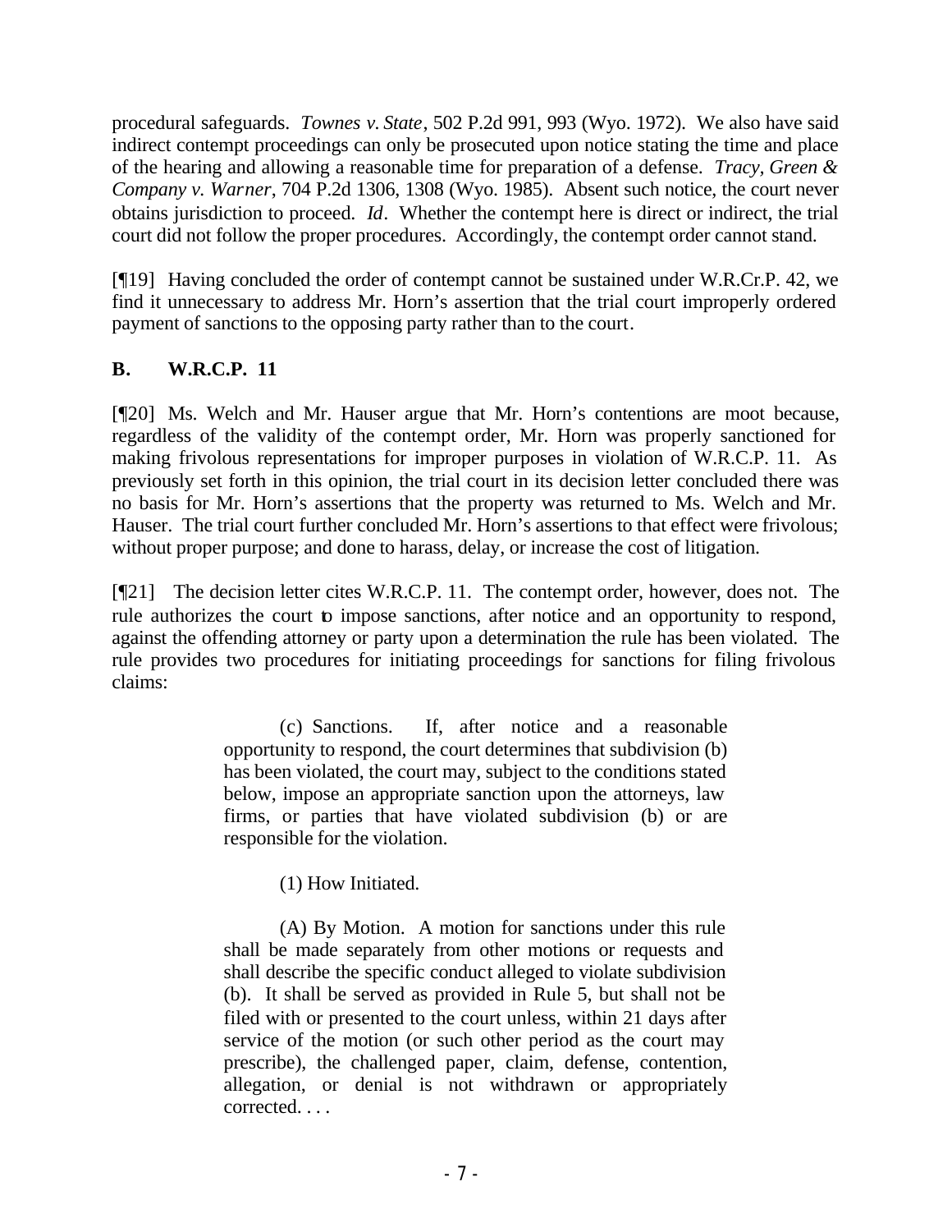procedural safeguards. *Townes v. State*, 502 P.2d 991, 993 (Wyo. 1972). We also have said indirect contempt proceedings can only be prosecuted upon notice stating the time and place of the hearing and allowing a reasonable time for preparation of a defense. *Tracy, Green & Company v. Warner*, 704 P.2d 1306, 1308 (Wyo. 1985). Absent such notice, the court never obtains jurisdiction to proceed. *Id*. Whether the contempt here is direct or indirect, the trial court did not follow the proper procedures. Accordingly, the contempt order cannot stand.

[¶19] Having concluded the order of contempt cannot be sustained under W.R.Cr.P. 42, we find it unnecessary to address Mr. Horn's assertion that the trial court improperly ordered payment of sanctions to the opposing party rather than to the court.

**B. W.R.C.P. 11**

[¶20] Ms. Welch and Mr. Hauser argue that Mr. Horn's contentions are moot because, regardless of the validity of the contempt order, Mr. Horn was properly sanctioned for making frivolous representations for improper purposes in violation of W.R.C.P. 11. As previously set forth in this opinion, the trial court in its decision letter concluded there was no basis for Mr. Horn's assertions that the property was returned to Ms. Welch and Mr. Hauser. The trial court further concluded Mr. Horn's assertions to that effect were frivolous; without proper purpose; and done to harass, delay, or increase the cost of litigation.

[¶21] The decision letter cites W.R.C.P. 11. The contempt order, however, does not. The rule authorizes the court to impose sanctions, after notice and an opportunity to respond, against the offending attorney or party upon a determination the rule has been violated. The rule provides two procedures for initiating proceedings for sanctions for filing frivolous claims:

> (c) Sanctions. If, after notice and a reasonable opportunity to respond, the court determines that subdivision (b) has been violated, the court may, subject to the conditions stated below, impose an appropriate sanction upon the attorneys, law firms, or parties that have violated subdivision (b) or are responsible for the violation.
>
> (1) How Initiated.
>
> (A) By Motion. A motion for sanctions under this rule shall be made separately from other motions or requests and shall describe the specific conduct alleged to violate subdivision (b). It shall be served as provided in Rule 5, but shall not be filed with or presented to the court unless, within 21 days after service of the motion (or such other period as the court may prescribe), the challenged paper, claim, defense, contention, allegation, or denial is not withdrawn or appropriately corrected. . . .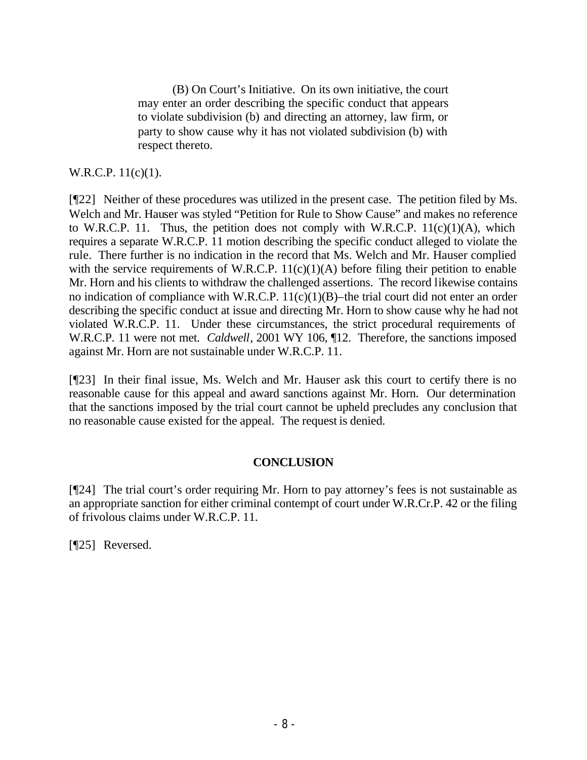> (B) On Court's Initiative. On its own initiative, the court may enter an order describing the specific conduct that appears to violate subdivision (b) and directing an attorney, law firm, or party to show cause why it has not violated subdivision (b) with respect thereto.

W.R.C.P. 11(c)(1).

[¶22] Neither of these procedures was utilized in the present case. The petition filed by Ms. Welch and Mr. Hauser was styled "Petition for Rule to Show Cause" and makes no reference to W.R.C.P. 11. Thus, the petition does not comply with W.R.C.P. 11(c)(1)(A), which requires a separate W.R.C.P. 11 motion describing the specific conduct alleged to violate the rule. There further is no indication in the record that Ms. Welch and Mr. Hauser complied with the service requirements of W.R.C.P. 11(c)(1)(A) before filing their petition to enable Mr. Horn and his clients to withdraw the challenged assertions. The record likewise contains no indication of compliance with W.R.C.P. 11(c)(1)(B)–the trial court did not enter an order describing the specific conduct at issue and directing Mr. Horn to show cause why he had not violated W.R.C.P. 11. Under these circumstances, the strict procedural requirements of W.R.C.P. 11 were not met. *Caldwell*, 2001 WY 106, ¶12. Therefore, the sanctions imposed against Mr. Horn are not sustainable under W.R.C.P. 11.

[¶23] In their final issue, Ms. Welch and Mr. Hauser ask this court to certify there is no reasonable cause for this appeal and award sanctions against Mr. Horn. Our determination that the sanctions imposed by the trial court cannot be upheld precludes any conclusion that no reasonable cause existed for the appeal. The request is denied.

## CONCLUSION

[¶24] The trial court's order requiring Mr. Horn to pay attorney's fees is not sustainable as an appropriate sanction for either criminal contempt of court under W.R.Cr.P. 42 or the filing of frivolous claims under W.R.C.P. 11.

[¶25] Reversed.